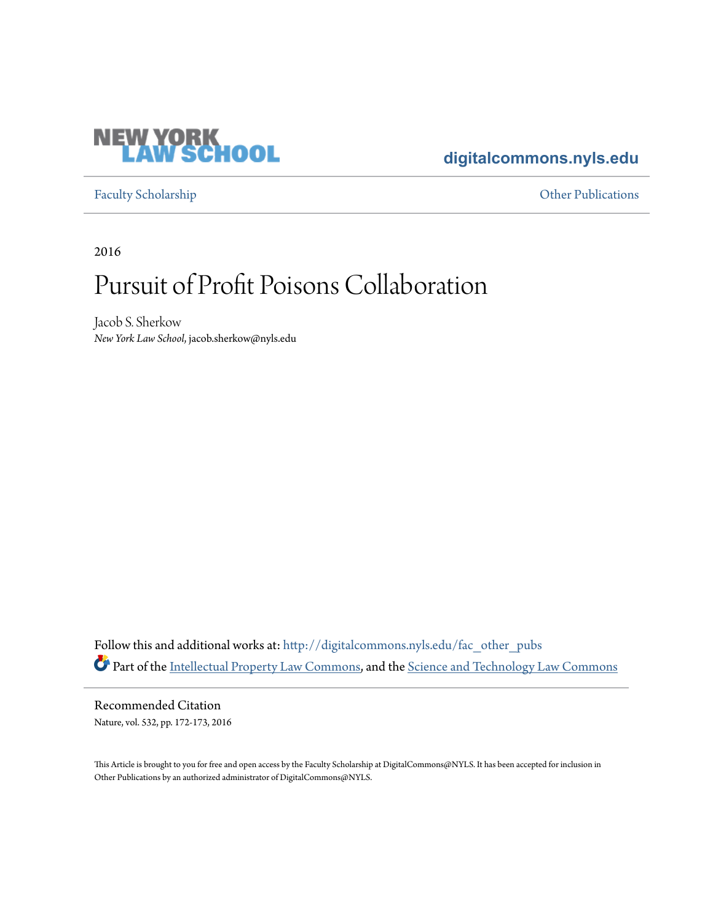NEW YORK LAW SCHOOL

digitalcommons.nyls.edu

Faculty Scholarship

Other Publications

2016

# Pursuit of Profit Poisons Collaboration

Jacob S. Sherkow
*New York Law School*, jacob.sherkow@nyls.edu

Follow this and additional works at: http://digitalcommons.nyls.edu/fac_other_pubs

Part of the Intellectual Property Law Commons, and the Science and Technology Law Commons

## Recommended Citation

Nature, vol. 532, pp. 172-173, 2016

This Article is brought to you for free and open access by the Faculty Scholarship at DigitalCommons@NYLS. It has been accepted for inclusion in Other Publications by an authorized administrator of DigitalCommons@NYLS.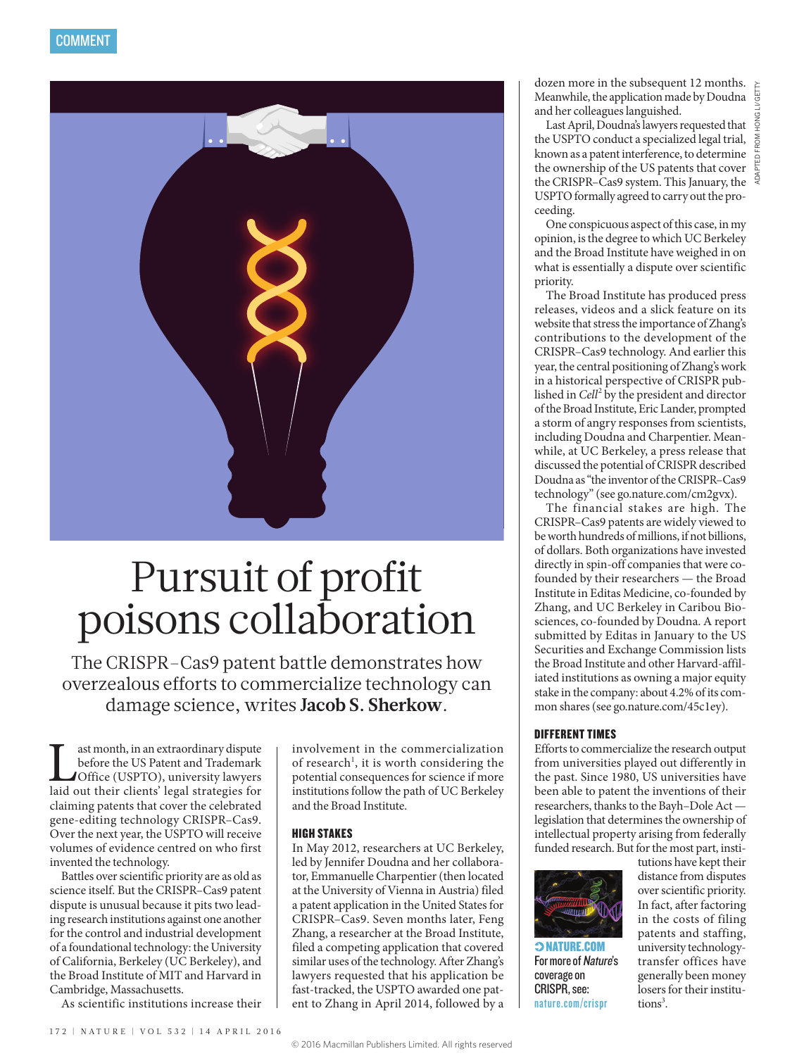COMMENT

# Pursuit of profit poisons collaboration

The CRISPR–Cas9 patent battle demonstrates how overzealous efforts to commercialize technology can damage science, writes **Jacob S. Sherkow**.

Last month, in an extraordinary dispute before the US Patent and Trademark Office (USPTO), university lawyers laid out their clients' legal strategies for claiming patents that cover the celebrated gene-editing technology CRISPR–Cas9. Over the next year, the USPTO will receive volumes of evidence centred on who first invented the technology.

Battles over scientific priority are as old as science itself. But the CRISPR–Cas9 patent dispute is unusual because it pits two leading research institutions against one another for the control and industrial development of a foundational technology: the University of California, Berkeley (UC Berkeley), and the Broad Institute of MIT and Harvard in Cambridge, Massachusetts.

As scientific institutions increase their involvement in the commercialization of research[1], it is worth considering the potential consequences for science if more institutions follow the path of UC Berkeley and the Broad Institute.

## HIGH STAKES

In May 2012, researchers at UC Berkeley, led by Jennifer Doudna and her collaborator, Emmanuelle Charpentier (then located at the University of Vienna in Austria) filed a patent application in the United States for CRISPR–Cas9. Seven months later, Feng Zhang, a researcher at the Broad Institute, filed a competing application that covered similar uses of the technology. After Zhang's lawyers requested that his application be fast-tracked, the USPTO awarded one patent to Zhang in April 2014, followed by a dozen more in the subsequent 12 months. Meanwhile, the application made by Doudna and her colleagues languished.

Last April, Doudna's lawyers requested that the USPTO conduct a specialized legal trial, known as a patent interference, to determine the ownership of the US patents that cover the CRISPR–Cas9 system. This January, the USPTO formally agreed to carry out the proceeding.

One conspicuous aspect of this case, in my opinion, is the degree to which UC Berkeley and the Broad Institute have weighed in on what is essentially a dispute over scientific priority.

The Broad Institute has produced press releases, videos and a slick feature on its website that stress the importance of Zhang's contributions to the development of the CRISPR–Cas9 technology. And earlier this year, the central positioning of Zhang's work in a historical perspective of CRISPR published in *Cell*[2] by the president and director of the Broad Institute, Eric Lander, prompted a storm of angry responses from scientists, including Doudna and Charpentier. Meanwhile, at UC Berkeley, a press release that discussed the potential of CRISPR described Doudna as "the inventor of the CRISPR–Cas9 technology" (see go.nature.com/cm2gvx).

The financial stakes are high. The CRISPR–Cas9 patents are widely viewed to be worth hundreds of millions, if not billions, of dollars. Both organizations have invested directly in spin-off companies that were co-founded by their researchers — the Broad Institute in Editas Medicine, co-founded by Zhang, and UC Berkeley in Caribou Biosciences, co-founded by Doudna. A report submitted by Editas in January to the US Securities and Exchange Commission lists the Broad Institute and other Harvard-affiliated institutions as owning a major equity stake in the company: about 4.2% of its common shares (see go.nature.com/45c1ey).

## DIFFERENT TIMES

Efforts to commercialize the research output from universities played out differently in the past. Since 1980, US universities have been able to patent the inventions of their researchers, thanks to the Bayh–Dole Act — legislation that determines the ownership of intellectual property arising from federally funded research. But for the most part, institutions have kept their distance from disputes over scientific priority. In fact, after factoring in the costs of filing patents and staffing, university technology-transfer offices have generally been money losers for their institutions[3].

**NATURE.COM**
For more of *Nature*'s coverage on CRISPR, see: nature.com/crispr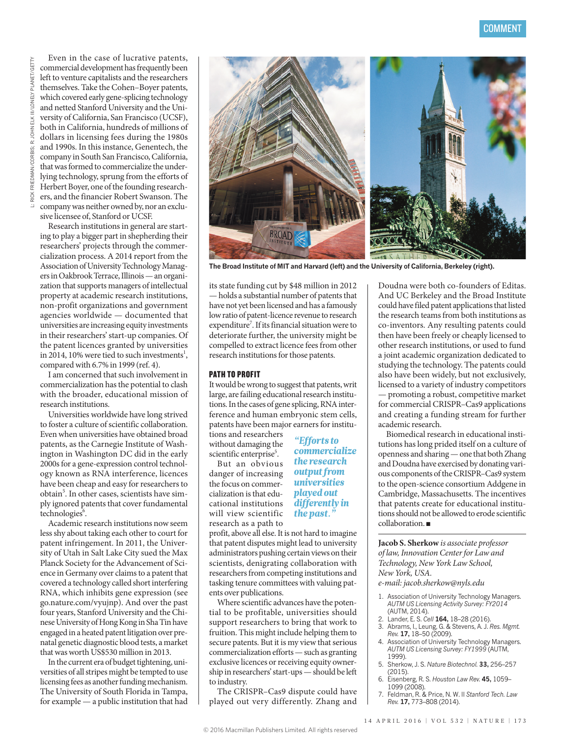Even in the case of lucrative patents, commercial development has frequently been left to venture capitalists and the researchers themselves. Take the Cohen–Boyer patents, which covered early gene-splicing technology and netted Stanford University and the University of California, San Francisco (UCSF), both in California, hundreds of millions of dollars in licensing fees during the 1980s and 1990s. In this instance, Genentech, the company in South San Francisco, California, that was formed to commercialize the underlying technology, sprung from the efforts of Herbert Boyer, one of the founding researchers, and the financier Robert Swanson. The company was neither owned by, nor an exclusive licensee of, Stanford or UCSF.

Research institutions in general are starting to play a bigger part in shepherding their researchers' projects through the commercialization process. A 2014 report from the Association of University Technology Managers in Oakbrook Terrace, Illinois — an organization that supports managers of intellectual property at academic research institutions, non-profit organizations and government agencies worldwide — documented that universities are increasing equity investments in their researchers' start-up companies. Of the patent licences granted by universities in 2014, 10% were tied to such investments[1], compared with 6.7% in 1999 (ref. 4).

I am concerned that such involvement in commercialization has the potential to clash with the broader, educational mission of research institutions.

Universities worldwide have long strived to foster a culture of scientific collaboration. Even when universities have obtained broad patents, as the Carnegie Institute of Washington in Washington DC did in the early 2000s for a gene-expression control technology known as RNA interference, licences have been cheap and easy for researchers to obtain[5]. In other cases, scientists have simply ignored patents that cover fundamental technologies[6].

Academic research institutions now seem less shy about taking each other to court for patent infringement. In 2011, the University of Utah in Salt Lake City sued the Max Planck Society for the Advancement of Science in Germany over claims to a patent that covered a technology called short interfering RNA, which inhibits gene expression (see go.nature.com/vyujnp). And over the past four years, Stanford University and the Chinese University of Hong Kong in Sha Tin have engaged in a heated patent litigation over prenatal genetic diagnostic blood tests, a market that was worth US$530 million in 2013.

In the current era of budget tightening, universities of all stripes might be tempted to use licensing fees as another funding mechanism. The University of South Florida in Tampa, for example — a public institution that had its state funding cut by $48 million in 2012 — holds a substantial number of patents that have not yet been licensed and has a famously low ratio of patent-licence revenue to research expenditure[7]. If its financial situation were to deteriorate further, the university might be compelled to extract licence fees from other research institutions for those patents.

The Broad Institute of MIT and Harvard (left) and the University of California, Berkeley (right).

## PATH TO PROFIT

It would be wrong to suggest that patents, writ large, are failing educational research institutions. In the cases of gene splicing, RNA interference and human embryonic stem cells, patents have been major earners for institutions and researchers without damaging the scientific enterprise[5].

But an obvious danger of increasing the focus on commercialization is that educational institutions will view scientific research as a path to profit, above all else. It is not hard to imagine that patent disputes might lead to university administrators pushing certain views on their scientists, denigrating collaboration with researchers from competing institutions and tasking tenure committees with valuing patents over publications.

*"Efforts to commercialize the research output from universities played out differently in the past."*

Where scientific advances have the potential to be profitable, universities should support researchers to bring that work to fruition. This might include helping them to secure patents. But it is my view that serious commercialization efforts — such as granting exclusive licences or receiving equity ownership in researchers' start-ups — should be left to industry.

The CRISPR–Cas9 dispute could have played out very differently. Zhang and Doudna were both co-founders of Editas. And UC Berkeley and the Broad Institute could have filed patent applications that listed the research teams from both institutions as co-inventors. Any resulting patents could then have been freely or cheaply licensed to other research institutions, or used to fund a joint academic organization dedicated to studying the technology. The patents could also have been widely, but not exclusively, licensed to a variety of industry competitors — promoting a robust, competitive market for commercial CRISPR–Cas9 applications and creating a funding stream for further academic research.

Biomedical research in educational institutions has long prided itself on a culture of openness and sharing — one that both Zhang and Doudna have exercised by donating various components of the CRISPR–Cas9 system to the open-science consortium Addgene in Cambridge, Massachusetts. The incentives that patents create for educational institutions should not be allowed to erode scientific collaboration. ■

**Jacob S. Sherkow** *is associate professor of law, Innovation Center for Law and Technology, New York Law School, New York, USA.*
*e-mail: jacob.sherkow@nyls.edu*

1. Association of University Technology Managers. *AUTM US Licensing Activity Survey: FY2014* (AUTM, 2014).
2. Lander, E. S. *Cell* **164**, 18–28 (2016).
3. Abrams, I., Leung, G. & Stevens, A. J. *Res. Mgmt. Rev.* **17**, 18–50 (2009).
4. Association of University Technology Managers. *AUTM US Licensing Survey: FY1999* (AUTM, 1999).
5. Sherkow, J. S. *Nature Biotechnol.* **33**, 256–257 (2015).
6. Eisenberg, R. S. *Houston Law Rev.* **45**, 1059–1099 (2008).
7. Feldman, R. & Price, N. W. II *Stanford Tech. Law Rev.* **17**, 773–808 (2014).